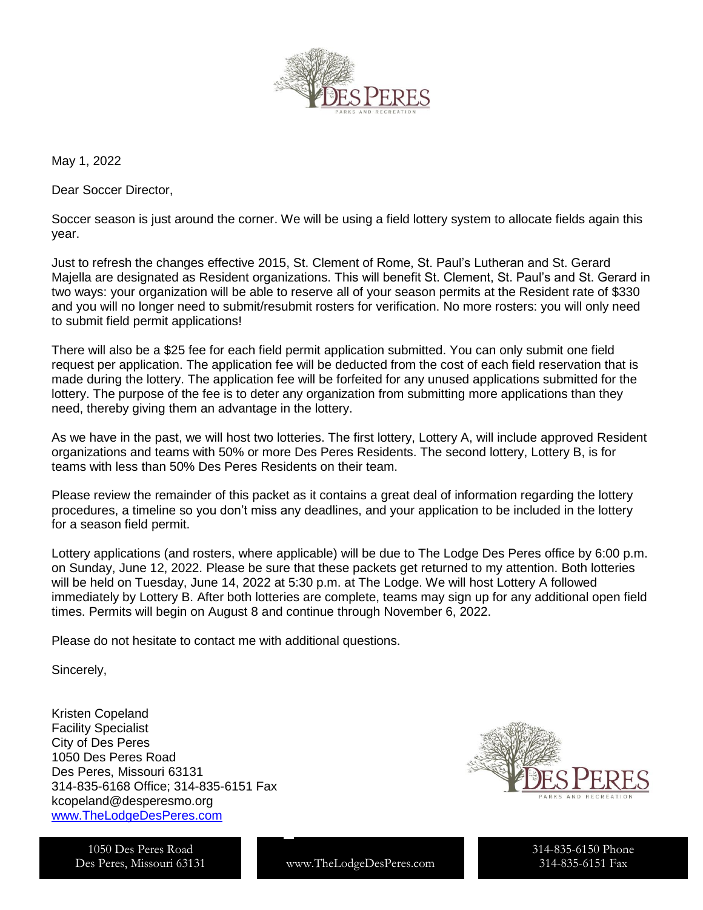May 1, 2022

Dear Soccer Director,

Soccer season is just around the corner. We will be using a field lottery system to allocate fields again this year.

Just to refresh the changes effective 2015, St. Clement of Rome, St. Paul's Lutheran and St. Gerard Majella are designated as Resident organizations. This will benefit St. Clement, St. Paul's and St. Gerard in two ways: your organization will be able to reserve all of your season permits at the Resident rate of $330 and you will no longer need to submit/resubmit rosters for verification. No more rosters: you will only need to submit field permit applications!

There will also be a $25 fee for each field permit application submitted. You can only submit one field request per application. The application fee will be deducted from the cost of each field reservation that is made during the lottery. The application fee will be forfeited for any unused applications submitted for the lottery. The purpose of the fee is to deter any organization from submitting more applications than they need, thereby giving them an advantage in the lottery.

As we have in the past, we will host two lotteries. The first lottery, Lottery A, will include approved Resident organizations and teams with 50% or more Des Peres Residents. The second lottery, Lottery B, is for teams with less than 50% Des Peres Residents on their team.

Please review the remainder of this packet as it contains a great deal of information regarding the lottery procedures, a timeline so you don't miss any deadlines, and your application to be included in the lottery for a season field permit.

Lottery applications (and rosters, where applicable) will be due to The Lodge Des Peres office by 6:00 p.m. on Sunday, June 12, 2022. Please be sure that these packets get returned to my attention. Both lotteries will be held on Tuesday, June 14, 2022 at 5:30 p.m. at The Lodge. We will host Lottery A followed immediately by Lottery B. After both lotteries are complete, teams may sign up for any additional open field times. Permits will begin on August 8 and continue through November 6, 2022.

Please do not hesitate to contact me with additional questions.

Sincerely,

Kristen Copeland
Facility Specialist
City of Des Peres
1050 Des Peres Road
Des Peres, Missouri 63131
314-835-6168 Office; 314-835-6151 Fax
kcopeland@desperesmo.org
www.TheLodgeDesPeres.com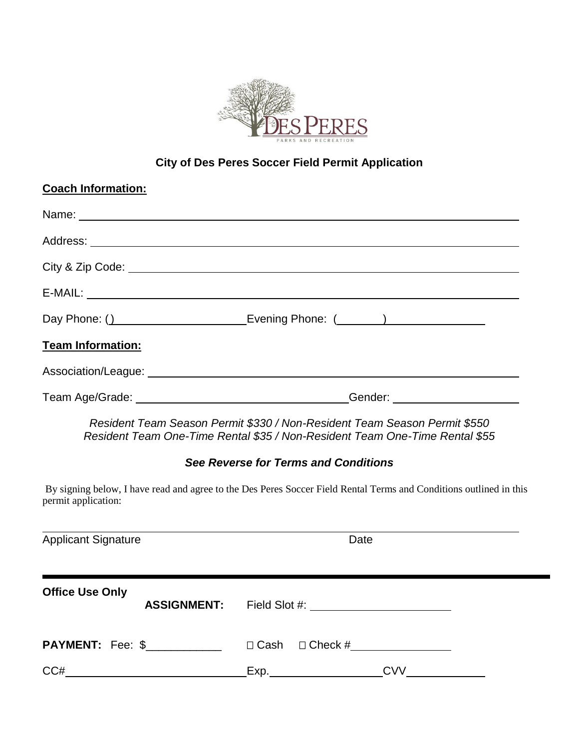## City of Des Peres Soccer Field Permit Application

**Coach Information:**

Name: ______________________________________________________________

Address: ____________________________________________________________

City & Zip Code: _____________________________________________________

E-MAIL: ____________________________________________________________

Day Phone: () ____________________ Evening Phone: (_______) ______________

**Team Information:**

Association/League: ___________________________________________________

Team Age/Grade: _______________________________ Gender: ________________

*Resident Team Season Permit $330 / Non-Resident Team Season Permit $550*
*Resident Team One-Time Rental $35 / Non-Resident Team One-Time Rental $55*

***See Reverse for Terms and Conditions***

By signing below, I have read and agree to the Des Peres Soccer Field Rental Terms and Conditions outlined in this permit application:

______________________________________________________________________

Applicant Signature                                                Date

---

**Office Use Only**

**ASSIGNMENT:** Field Slot #: ______________________

**PAYMENT:** Fee: $____________ ☐ Cash ☐ Check #________________

CC# ____________________________ Exp. __________________ CVV ____________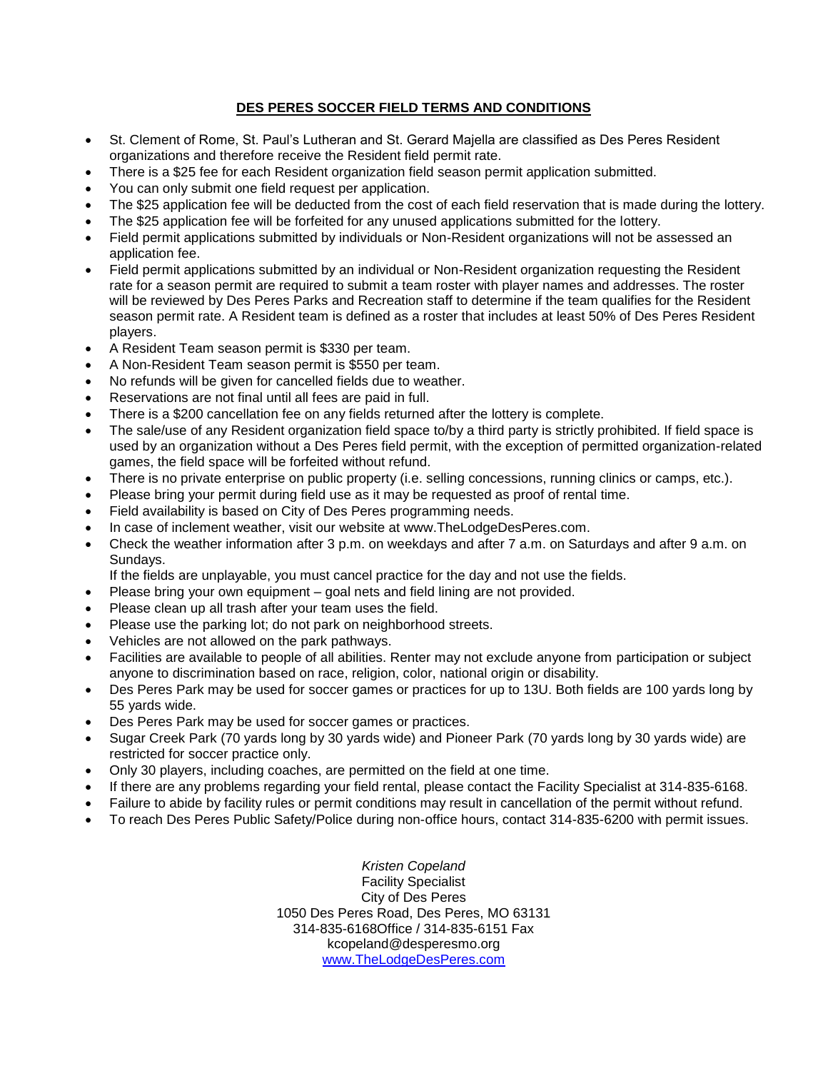## DES PERES SOCCER FIELD TERMS AND CONDITIONS

- St. Clement of Rome, St. Paul's Lutheran and St. Gerard Majella are classified as Des Peres Resident organizations and therefore receive the Resident field permit rate.
- There is a $25 fee for each Resident organization field season permit application submitted.
- You can only submit one field request per application.
- The $25 application fee will be deducted from the cost of each field reservation that is made during the lottery.
- The $25 application fee will be forfeited for any unused applications submitted for the lottery.
- Field permit applications submitted by individuals or Non-Resident organizations will not be assessed an application fee.
- Field permit applications submitted by an individual or Non-Resident organization requesting the Resident rate for a season permit are required to submit a team roster with player names and addresses. The roster will be reviewed by Des Peres Parks and Recreation staff to determine if the team qualifies for the Resident season permit rate. A Resident team is defined as a roster that includes at least 50% of Des Peres Resident players.
- A Resident Team season permit is $330 per team.
- A Non-Resident Team season permit is $550 per team.
- No refunds will be given for cancelled fields due to weather.
- Reservations are not final until all fees are paid in full.
- There is a $200 cancellation fee on any fields returned after the lottery is complete.
- The sale/use of any Resident organization field space to/by a third party is strictly prohibited. If field space is used by an organization without a Des Peres field permit, with the exception of permitted organization-related games, the field space will be forfeited without refund.
- There is no private enterprise on public property (i.e. selling concessions, running clinics or camps, etc.).
- Please bring your permit during field use as it may be requested as proof of rental time.
- Field availability is based on City of Des Peres programming needs.
- In case of inclement weather, visit our website at www.TheLodgeDesPeres.com.
- Check the weather information after 3 p.m. on weekdays and after 7 a.m. on Saturdays and after 9 a.m. on Sundays.
  If the fields are unplayable, you must cancel practice for the day and not use the fields.
- Please bring your own equipment – goal nets and field lining are not provided.
- Please clean up all trash after your team uses the field.
- Please use the parking lot; do not park on neighborhood streets.
- Vehicles are not allowed on the park pathways.
- Facilities are available to people of all abilities. Renter may not exclude anyone from participation or subject anyone to discrimination based on race, religion, color, national origin or disability.
- Des Peres Park may be used for soccer games or practices for up to 13U. Both fields are 100 yards long by 55 yards wide.
- Des Peres Park may be used for soccer games or practices.
- Sugar Creek Park (70 yards long by 30 yards wide) and Pioneer Park (70 yards long by 30 yards wide) are restricted for soccer practice only.
- Only 30 players, including coaches, are permitted on the field at one time.
- If there are any problems regarding your field rental, please contact the Facility Specialist at 314-835-6168.
- Failure to abide by facility rules or permit conditions may result in cancellation of the permit without refund.
- To reach Des Peres Public Safety/Police during non-office hours, contact 314-835-6200 with permit issues.

*Kristen Copeland*
Facility Specialist
City of Des Peres
1050 Des Peres Road, Des Peres, MO 63131
314-835-6168Office / 314-835-6151 Fax
kcopeland@desperesmo.org
www.TheLodgeDesPeres.com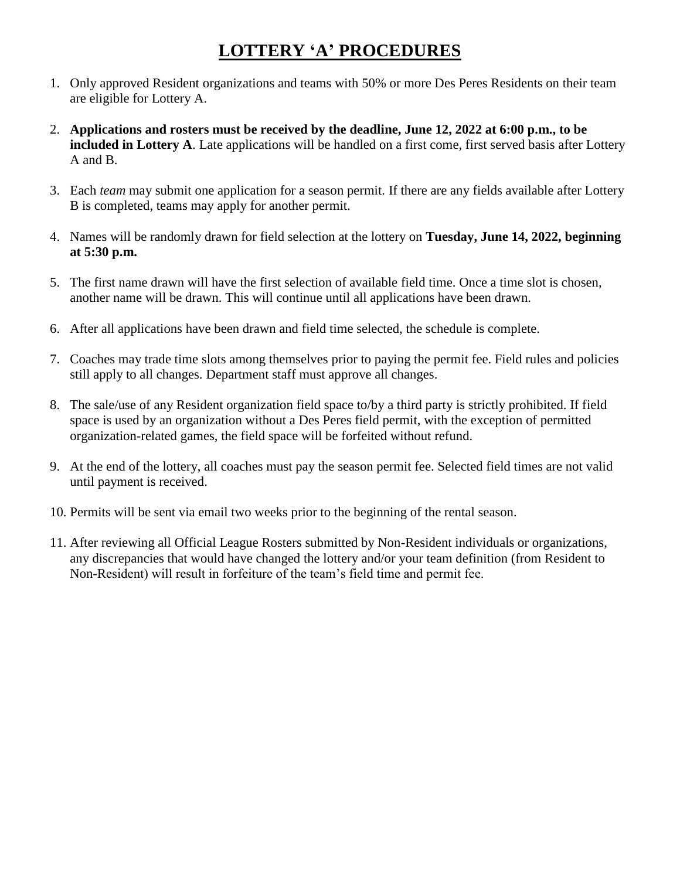# LOTTERY 'A' PROCEDURES

1. Only approved Resident organizations and teams with 50% or more Des Peres Residents on their team are eligible for Lottery A.
2. **Applications and rosters must be received by the deadline, June 12, 2022 at 6:00 p.m., to be included in Lottery A**. Late applications will be handled on a first come, first served basis after Lottery A and B.
3. Each *team* may submit one application for a season permit. If there are any fields available after Lottery B is completed, teams may apply for another permit.
4. Names will be randomly drawn for field selection at the lottery on **Tuesday, June 14, 2022, beginning at 5:30 p.m.**
5. The first name drawn will have the first selection of available field time. Once a time slot is chosen, another name will be drawn. This will continue until all applications have been drawn.
6. After all applications have been drawn and field time selected, the schedule is complete.
7. Coaches may trade time slots among themselves prior to paying the permit fee. Field rules and policies still apply to all changes. Department staff must approve all changes.
8. The sale/use of any Resident organization field space to/by a third party is strictly prohibited. If field space is used by an organization without a Des Peres field permit, with the exception of permitted organization-related games, the field space will be forfeited without refund.
9. At the end of the lottery, all coaches must pay the season permit fee. Selected field times are not valid until payment is received.
10. Permits will be sent via email two weeks prior to the beginning of the rental season.
11. After reviewing all Official League Rosters submitted by Non-Resident individuals or organizations, any discrepancies that would have changed the lottery and/or your team definition (from Resident to Non-Resident) will result in forfeiture of the team's field time and permit fee.